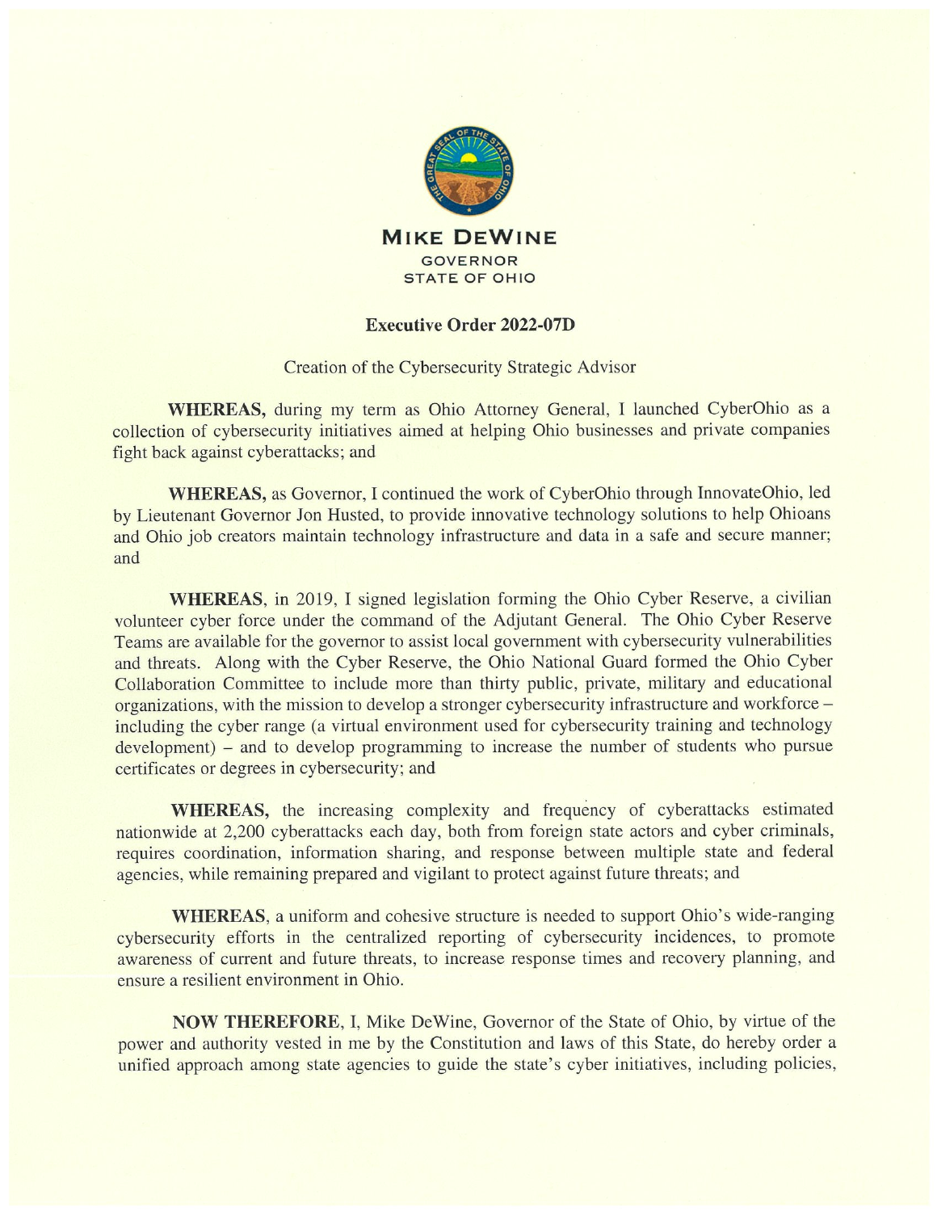**MIKE DEWINE**
GOVERNOR
STATE OF OHIO

# Executive Order 2022-07D

Creation of the Cybersecurity Strategic Advisor

**WHEREAS,** during my term as Ohio Attorney General, I launched CyberOhio as a collection of cybersecurity initiatives aimed at helping Ohio businesses and private companies fight back against cyberattacks; and

**WHEREAS,** as Governor, I continued the work of CyberOhio through InnovateOhio, led by Lieutenant Governor Jon Husted, to provide innovative technology solutions to help Ohioans and Ohio job creators maintain technology infrastructure and data in a safe and secure manner; and

**WHEREAS**, in 2019, I signed legislation forming the Ohio Cyber Reserve, a civilian volunteer cyber force under the command of the Adjutant General. The Ohio Cyber Reserve Teams are available for the governor to assist local government with cybersecurity vulnerabilities and threats. Along with the Cyber Reserve, the Ohio National Guard formed the Ohio Cyber Collaboration Committee to include more than thirty public, private, military and educational organizations, with the mission to develop a stronger cybersecurity infrastructure and workforce – including the cyber range (a virtual environment used for cybersecurity training and technology development) – and to develop programming to increase the number of students who pursue certificates or degrees in cybersecurity; and

**WHEREAS,** the increasing complexity and frequency of cyberattacks estimated nationwide at 2,200 cyberattacks each day, both from foreign state actors and cyber criminals, requires coordination, information sharing, and response between multiple state and federal agencies, while remaining prepared and vigilant to protect against future threats; and

**WHEREAS**, a uniform and cohesive structure is needed to support Ohio's wide-ranging cybersecurity efforts in the centralized reporting of cybersecurity incidences, to promote awareness of current and future threats, to increase response times and recovery planning, and ensure a resilient environment in Ohio.

**NOW THEREFORE**, I, Mike DeWine, Governor of the State of Ohio, by virtue of the power and authority vested in me by the Constitution and laws of this State, do hereby order a unified approach among state agencies to guide the state's cyber initiatives, including policies,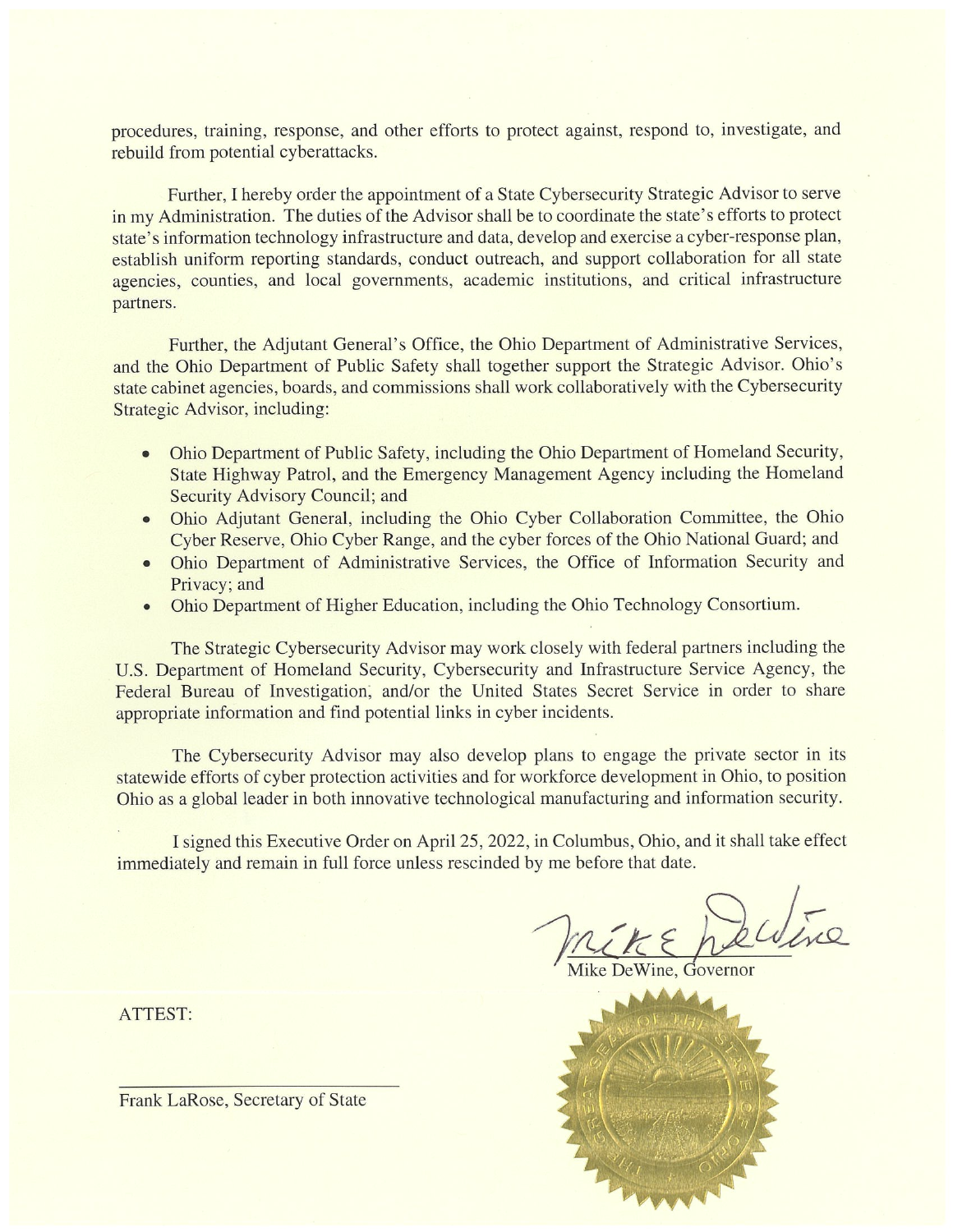procedures, training, response, and other efforts to protect against, respond to, investigate, and rebuild from potential cyberattacks.

Further, I hereby order the appointment of a State Cybersecurity Strategic Advisor to serve in my Administration. The duties of the Advisor shall be to coordinate the state's efforts to protect state's information technology infrastructure and data, develop and exercise a cyber-response plan, establish uniform reporting standards, conduct outreach, and support collaboration for all state agencies, counties, and local governments, academic institutions, and critical infrastructure partners.

Further, the Adjutant General's Office, the Ohio Department of Administrative Services, and the Ohio Department of Public Safety shall together support the Strategic Advisor. Ohio's state cabinet agencies, boards, and commissions shall work collaboratively with the Cybersecurity Strategic Advisor, including:

- Ohio Department of Public Safety, including the Ohio Department of Homeland Security, State Highway Patrol, and the Emergency Management Agency including the Homeland Security Advisory Council; and
- Ohio Adjutant General, including the Ohio Cyber Collaboration Committee, the Ohio Cyber Reserve, Ohio Cyber Range, and the cyber forces of the Ohio National Guard; and
- Ohio Department of Administrative Services, the Office of Information Security and Privacy; and
- Ohio Department of Higher Education, including the Ohio Technology Consortium.

The Strategic Cybersecurity Advisor may work closely with federal partners including the U.S. Department of Homeland Security, Cybersecurity and Infrastructure Service Agency, the Federal Bureau of Investigation, and/or the United States Secret Service in order to share appropriate information and find potential links in cyber incidents.

The Cybersecurity Advisor may also develop plans to engage the private sector in its statewide efforts of cyber protection activities and for workforce development in Ohio, to position Ohio as a global leader in both innovative technological manufacturing and information security.

I signed this Executive Order on April 25, 2022, in Columbus, Ohio, and it shall take effect immediately and remain in full force unless rescinded by me before that date.

Mike DeWine, Governor

ATTEST:

Frank LaRose, Secretary of State